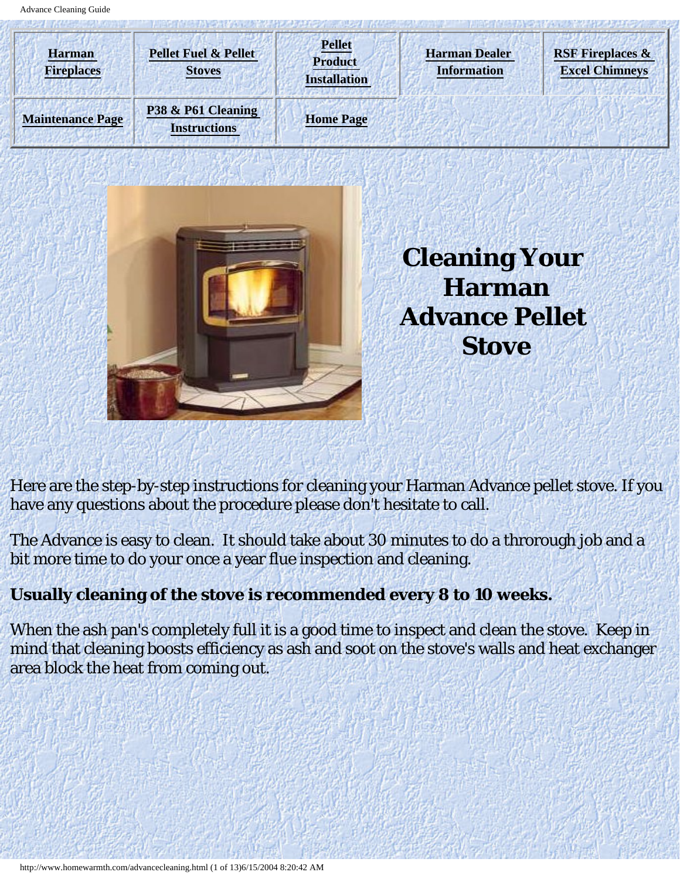| Harman Fireplaces | Pellet Fuel & Pellet Stoves | Pellet Product Installation | Harman Dealer Information | RSF Fireplaces & Excel Chimneys |
|---|---|---|---|---|
| Maintenance Page | P38 & P61 Cleaning Instructions | Home Page | | |

# Cleaning Your Harman Advance Pellet Stove

Here are the step-by-step instructions for cleaning your Harman Advance pellet stove. If you have any questions about the procedure please don't hesitate to call.

The Advance is easy to clean. It should take about 30 minutes to do a throrough job and a bit more time to do your once a year flue inspection and cleaning.

**Usually cleaning of the stove is recommended every 8 to 10 weeks.**

When the ash pan's completely full it is a good time to inspect and clean the stove. Keep in mind that cleaning boosts efficiency as ash and soot on the stove's walls and heat exchanger area block the heat from coming out.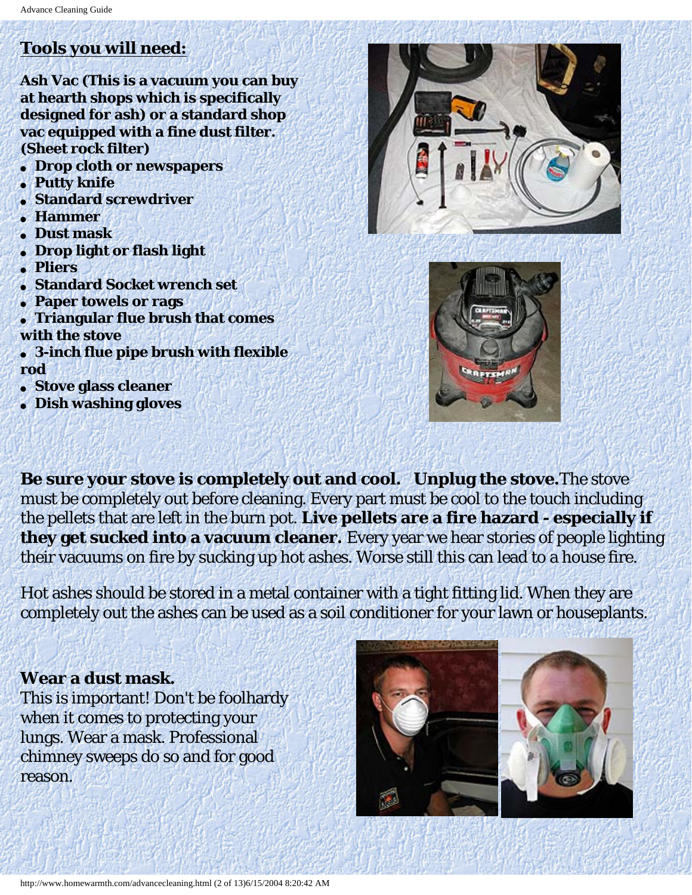## Tools you will need:

**Ash Vac (This is a vacuum you can buy at hearth shops which is specifically designed for ash) or a standard shop vac equipped with a fine dust filter. (Sheet rock filter)**

- **Drop cloth or newspapers**
- **Putty knife**
- **Standard screwdriver**
- **Hammer**
- **Dust mask**
- **Drop light or flash light**
- **Pliers**
- **Standard Socket wrench set**
- **Paper towels or rags**
- **Triangular flue brush that comes with the stove**
- **3-inch flue pipe brush with flexible rod**
- **Stove glass cleaner**
- **Dish washing gloves**

**Be sure your stove is completely out and cool. Unplug the stove.** The stove must be completely out before cleaning. Every part must be cool to the touch including the pellets that are left in the burn pot. **Live pellets are a fire hazard - especially if they get sucked into a vacuum cleaner.** Every year we hear stories of people lighting their vacuums on fire by sucking up hot ashes. Worse still this can lead to a house fire.

Hot ashes should be stored in a metal container with a tight fitting lid. When they are completely out the ashes can be used as a soil conditioner for your lawn or houseplants.

**Wear a dust mask.**
This is important! Don't be foolhardy when it comes to protecting your lungs. Wear a mask. Professional chimney sweeps do so and for good reason.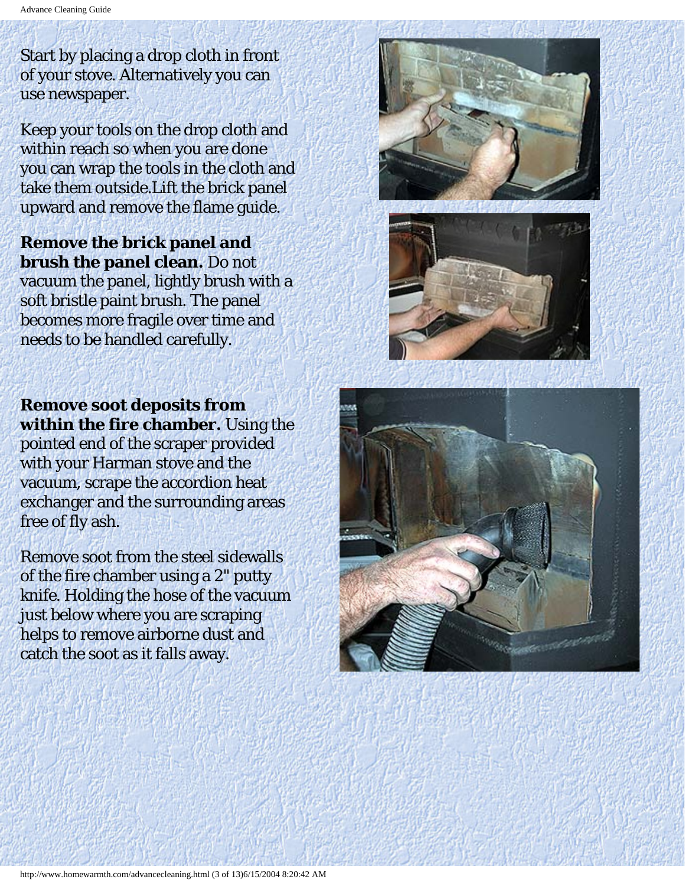Start by placing a drop cloth in front of your stove. Alternatively you can use newspaper.

Keep your tools on the drop cloth and within reach so when you are done you can wrap the tools in the cloth and take them outside.Lift the brick panel upward and remove the flame guide.

**Remove the brick panel and brush the panel clean.** Do not vacuum the panel, lightly brush with a soft bristle paint brush. The panel becomes more fragile over time and needs to be handled carefully.

**Remove soot deposits from within the fire chamber.** Using the pointed end of the scraper provided with your Harman stove and the vacuum, scrape the accordion heat exchanger and the surrounding areas free of fly ash.

Remove soot from the steel sidewalls of the fire chamber using a 2" putty knife. Holding the hose of the vacuum just below where you are scraping helps to remove airborne dust and catch the soot as it falls away.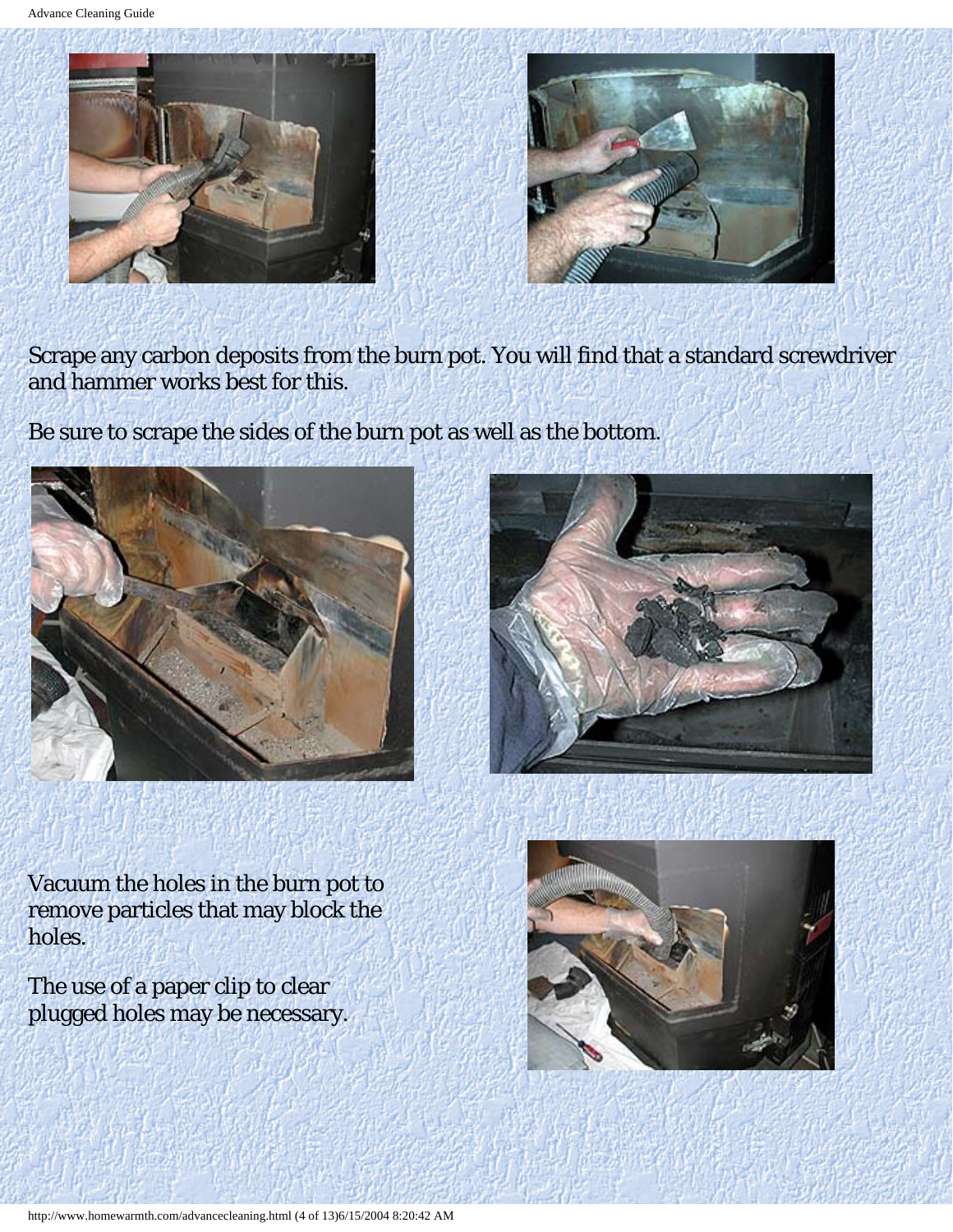Scrape any carbon deposits from the burn pot. You will find that a standard screwdriver and hammer works best for this.

Be sure to scrape the sides of the burn pot as well as the bottom.

Vacuum the holes in the burn pot to remove particles that may block the holes.

The use of a paper clip to clear plugged holes may be necessary.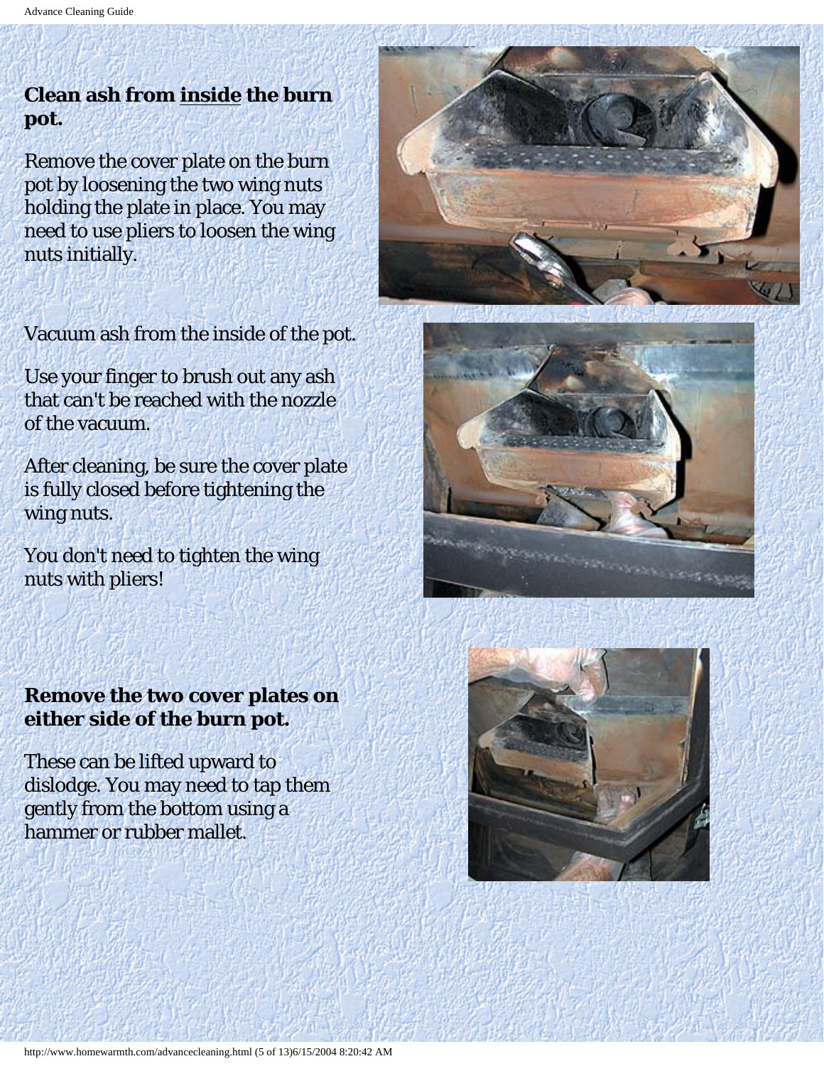**Clean ash from inside the burn pot.**

Remove the cover plate on the burn pot by loosening the two wing nuts holding the plate in place. You may need to use pliers to loosen the wing nuts initially.

Vacuum ash from the inside of the pot.

Use your finger to brush out any ash that can't be reached with the nozzle of the vacuum.

After cleaning, be sure the cover plate is fully closed before tightening the wing nuts.

You don't need to tighten the wing nuts with pliers!

**Remove the two cover plates on either side of the burn pot.**

These can be lifted upward to dislodge. You may need to tap them gently from the bottom using a hammer or rubber mallet.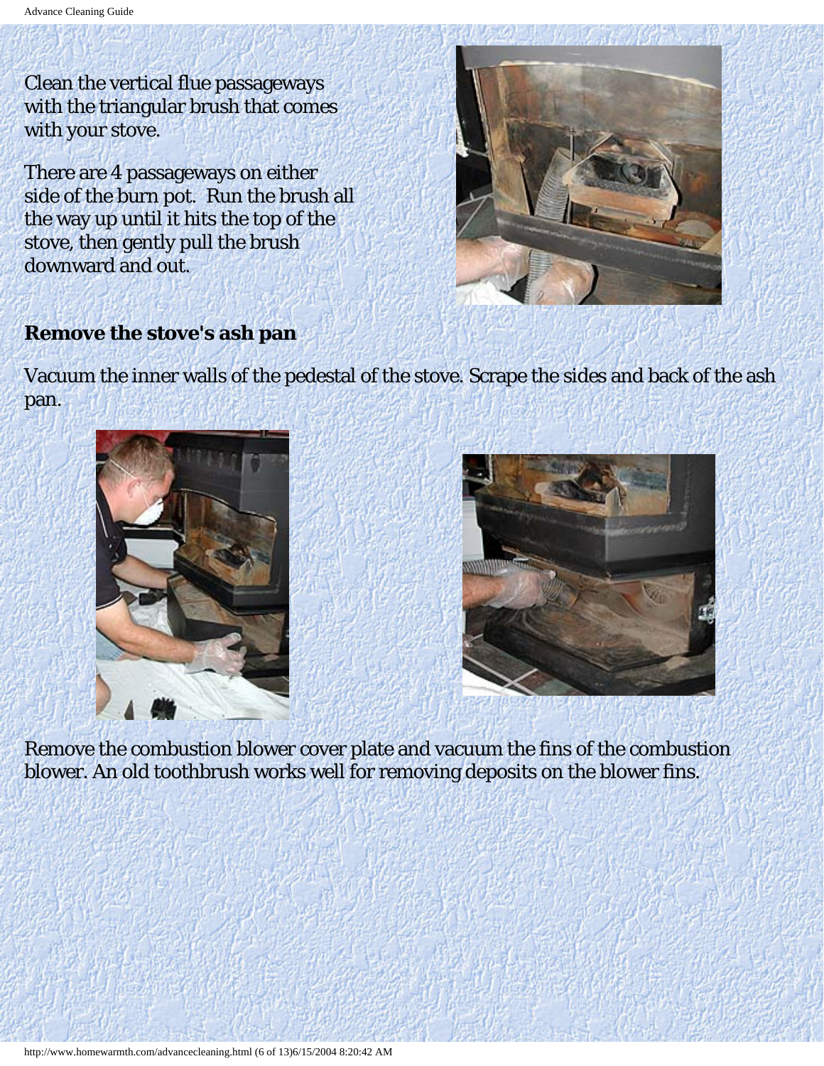Clean the vertical flue passageways with the triangular brush that comes with your stove.

There are 4 passageways on either side of the burn pot. Run the brush all the way up until it hits the top of the stove, then gently pull the brush downward and out.

**Remove the stove's ash pan**

Vacuum the inner walls of the pedestal of the stove. Scrape the sides and back of the ash pan.

Remove the combustion blower cover plate and vacuum the fins of the combustion blower. An old toothbrush works well for removing deposits on the blower fins.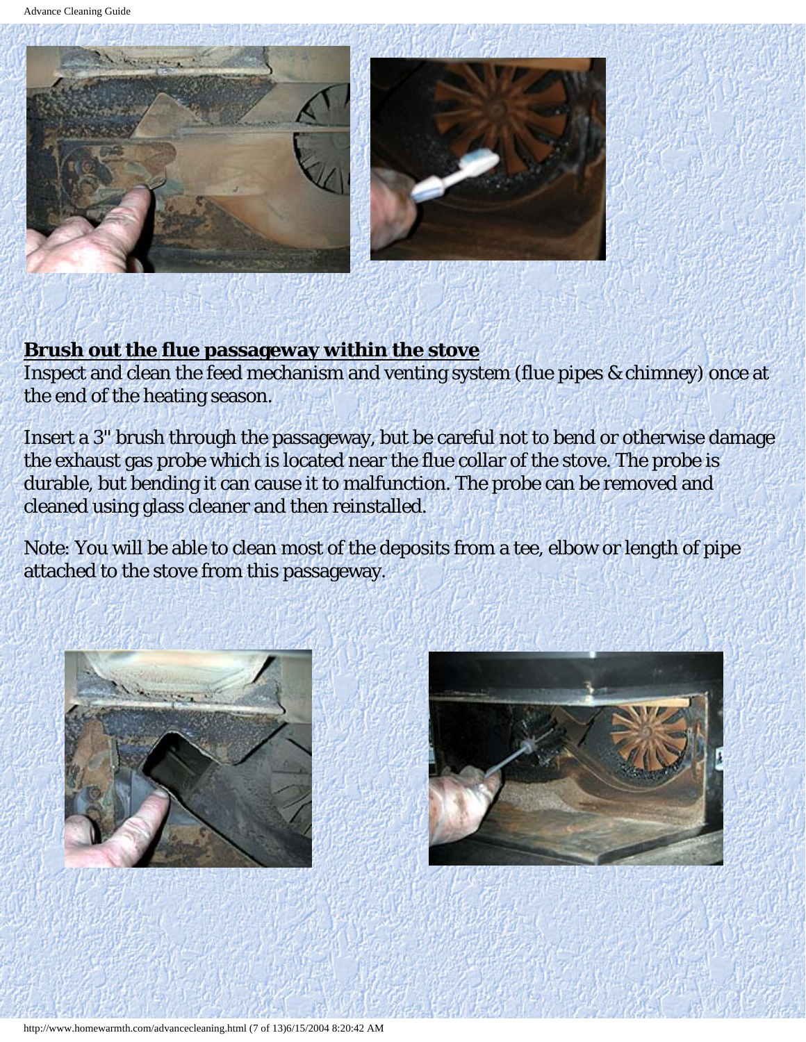**Brush out the flue passageway within the stove**

Inspect and clean the feed mechanism and venting system (flue pipes & chimney) once at the end of the heating season.

Insert a 3" brush through the passageway, but be careful not to bend or otherwise damage the exhaust gas probe which is located near the flue collar of the stove. The probe is durable, but bending it can cause it to malfunction. The probe can be removed and cleaned using glass cleaner and then reinstalled.

Note: You will be able to clean most of the deposits from a tee, elbow or length of pipe attached to the stove from this passageway.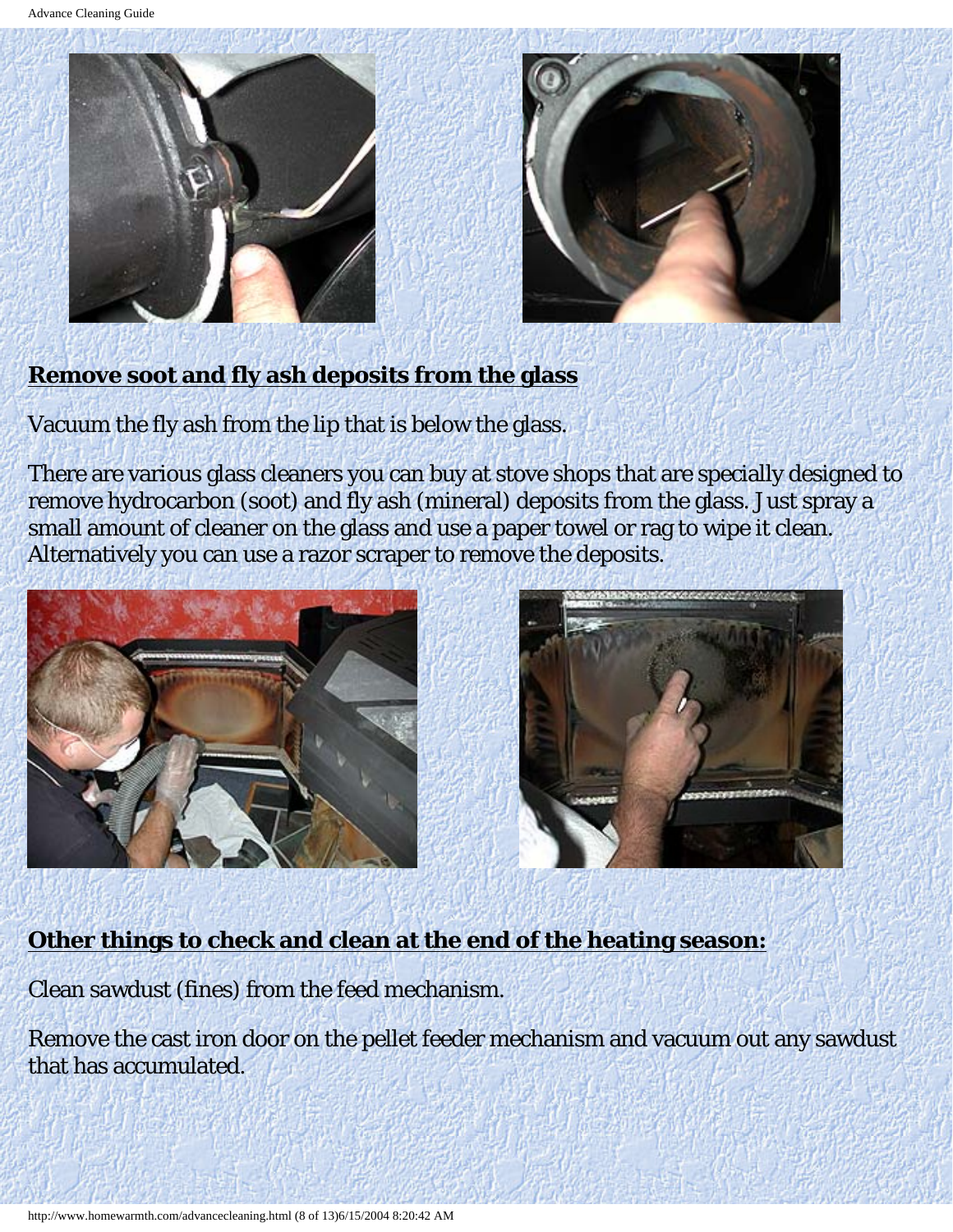## **Remove soot and fly ash deposits from the glass**

Vacuum the fly ash from the lip that is below the glass.

There are various glass cleaners you can buy at stove shops that are specially designed to remove hydrocarbon (soot) and fly ash (mineral) deposits from the glass. Just spray a small amount of cleaner on the glass and use a paper towel or rag to wipe it clean. Alternatively you can use a razor scraper to remove the deposits.

## **Other things to check and clean at the end of the heating season:**

Clean sawdust (fines) from the feed mechanism.

Remove the cast iron door on the pellet feeder mechanism and vacuum out any sawdust that has accumulated.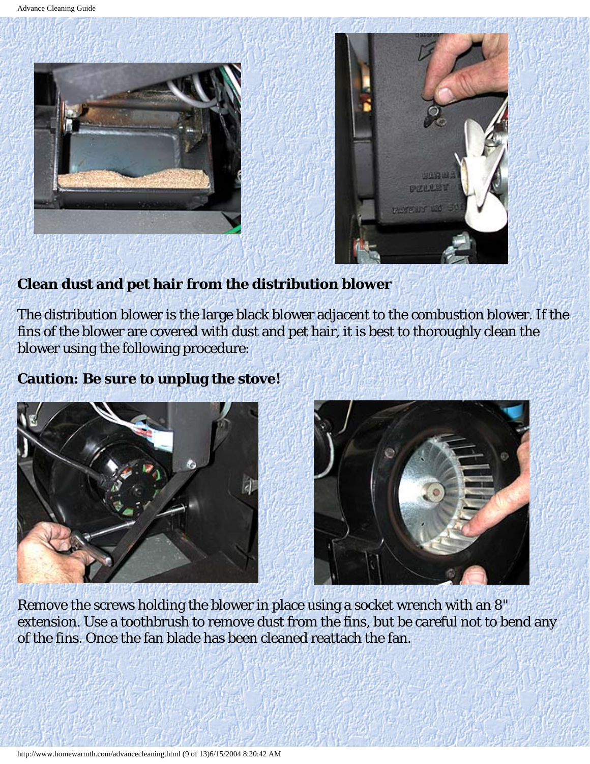**Clean dust and pet hair from the distribution blower**

The distribution blower is the large black blower adjacent to the combustion blower. If the fins of the blower are covered with dust and pet hair, it is best to thoroughly clean the blower using the following procedure:

**Caution: Be sure to unplug the stove!**

Remove the screws holding the blower in place using a socket wrench with an 8" extension. Use a toothbrush to remove dust from the fins, but be careful not to bend any of the fins. Once the fan blade has been cleaned reattach the fan.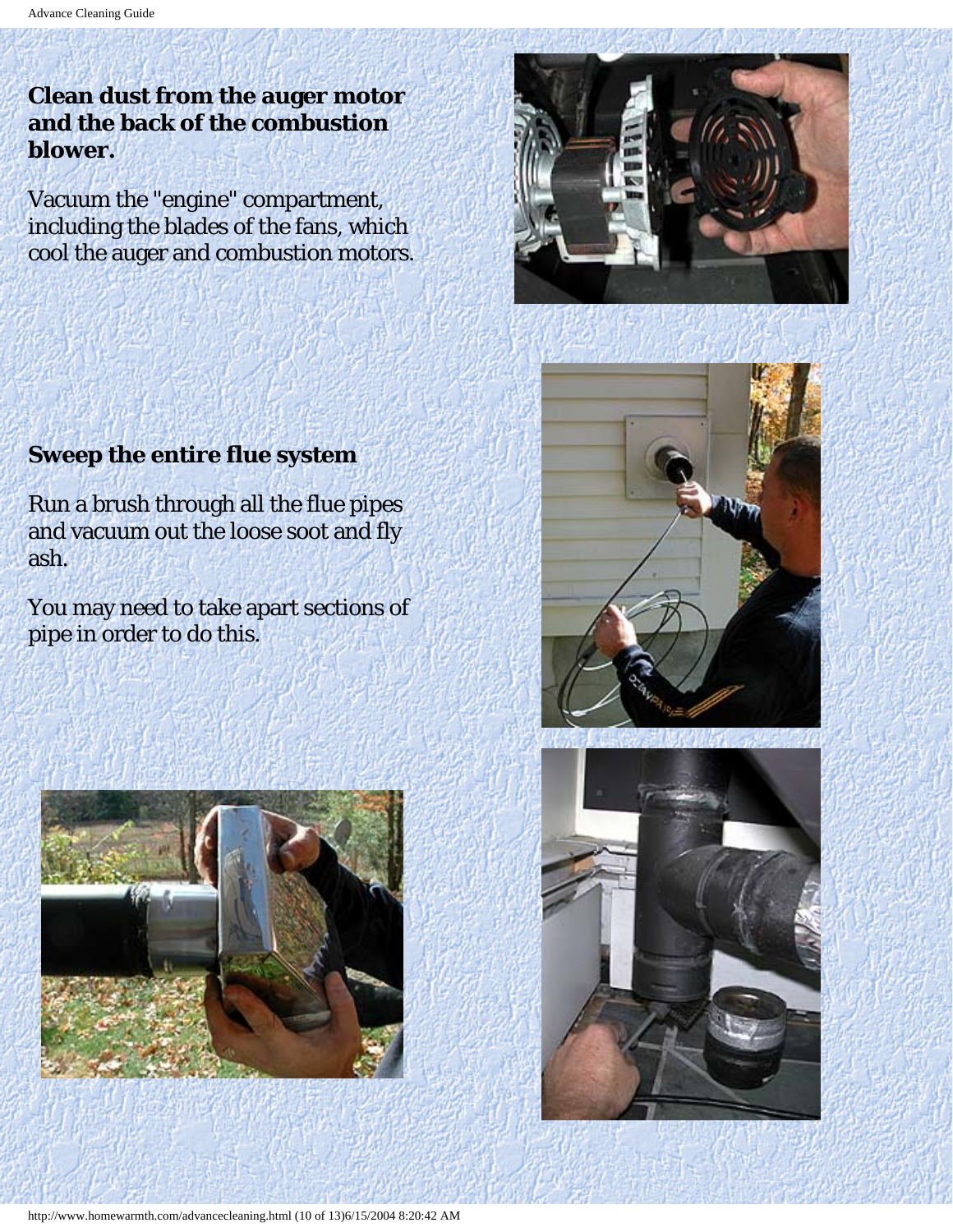**Clean dust from the auger motor and the back of the combustion blower.**

Vacuum the "engine" compartment, including the blades of the fans, which cool the auger and combustion motors.

**Sweep the entire flue system**

Run a brush through all the flue pipes and vacuum out the loose soot and fly ash.

You may need to take apart sections of pipe in order to do this.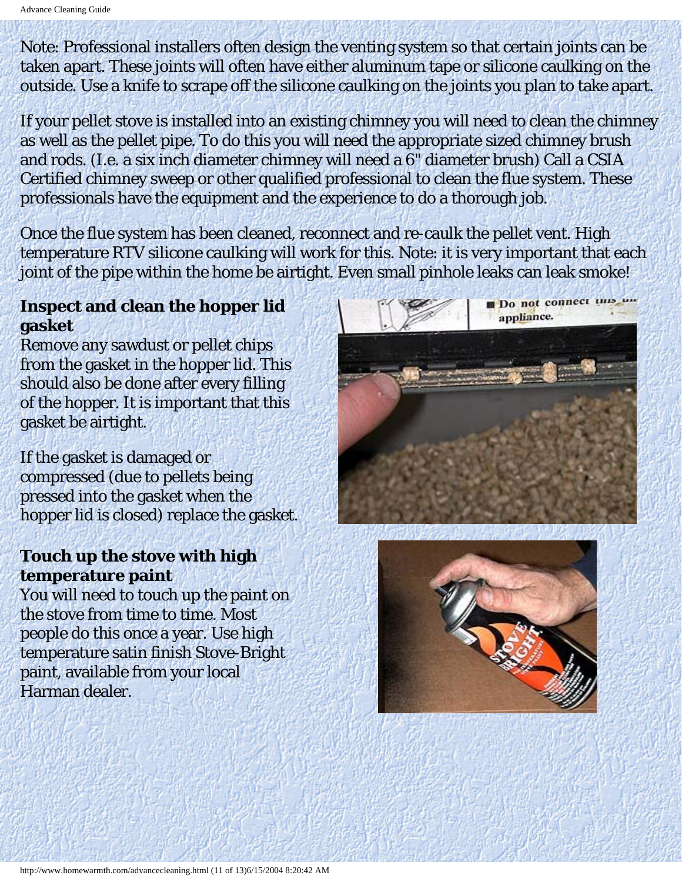Note: Professional installers often design the venting system so that certain joints can be taken apart. These joints will often have either aluminum tape or silicone caulking on the outside. Use a knife to scrape off the silicone caulking on the joints you plan to take apart.

If your pellet stove is installed into an existing chimney you will need to clean the chimney as well as the pellet pipe. To do this you will need the appropriate sized chimney brush and rods. (I.e. a six inch diameter chimney will need a 6" diameter brush) Call a CSIA Certified chimney sweep or other qualified professional to clean the flue system. These professionals have the equipment and the experience to do a thorough job.

Once the flue system has been cleaned, reconnect and re-caulk the pellet vent. High temperature RTV silicone caulking will work for this. Note: it is very important that each joint of the pipe within the home be airtight. Even small pinhole leaks can leak smoke!

**Inspect and clean the hopper lid gasket**

Remove any sawdust or pellet chips from the gasket in the hopper lid. This should also be done after every filling of the hopper. It is important that this gasket be airtight.

If the gasket is damaged or compressed (due to pellets being pressed into the gasket when the hopper lid is closed) replace the gasket.

**Touch up the stove with high temperature paint**

You will need to touch up the paint on the stove from time to time. Most people do this once a year. Use high temperature satin finish Stove-Bright paint, available from your local Harman dealer.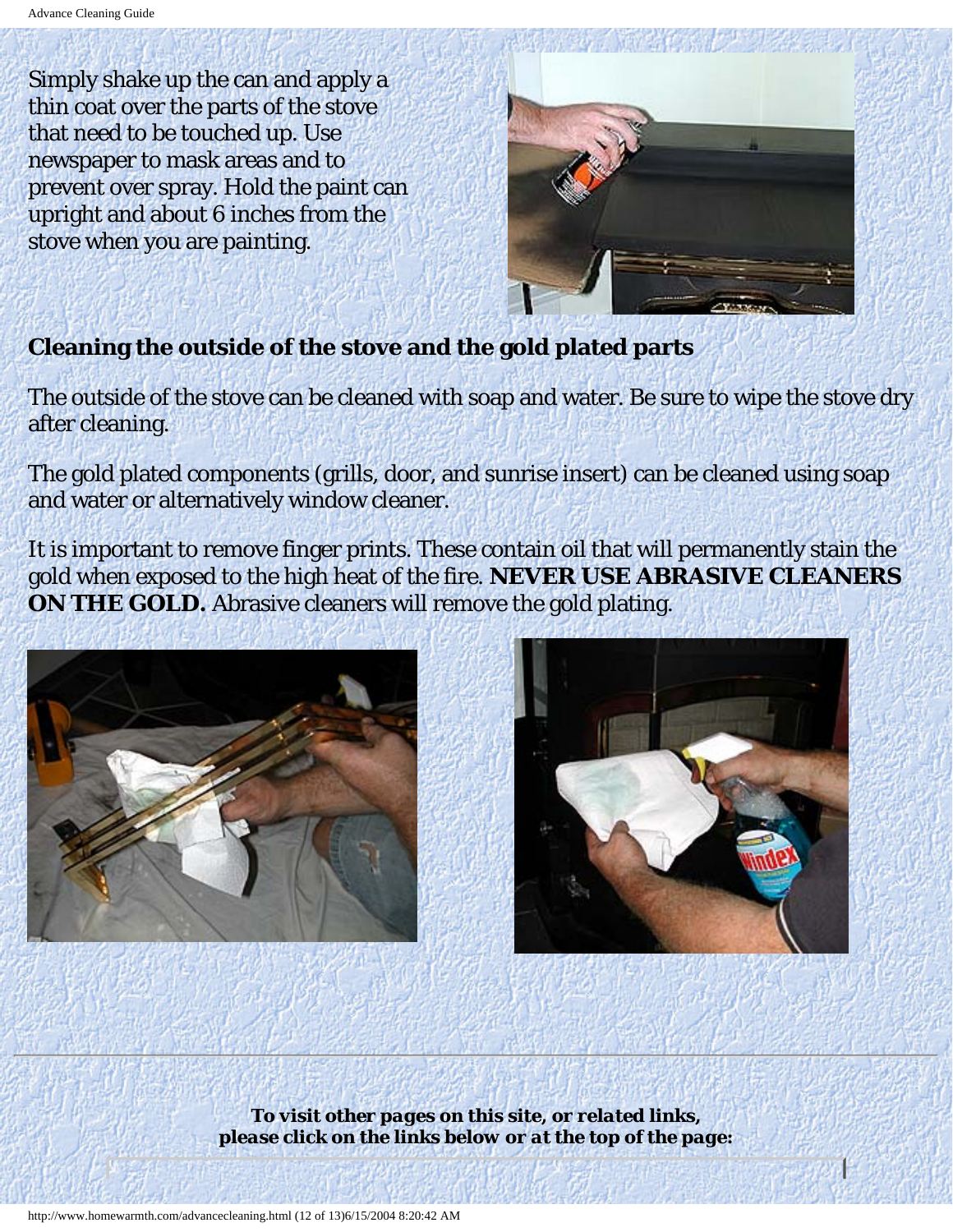Simply shake up the can and apply a thin coat over the parts of the stove that need to be touched up. Use newspaper to mask areas and to prevent over spray. Hold the paint can upright and about 6 inches from the stove when you are painting.

**Cleaning the outside of the stove and the gold plated parts**

The outside of the stove can be cleaned with soap and water. Be sure to wipe the stove dry after cleaning.

The gold plated components (grills, door, and sunrise insert) can be cleaned using soap and water or alternatively window cleaner.

It is important to remove finger prints. These contain oil that will permanently stain the gold when exposed to the high heat of the fire. **NEVER USE ABRASIVE CLEANERS ON THE GOLD.** Abrasive cleaners will remove the gold plating.

***To visit other pages on this site, or related links, please click on the links below or at the top of the page:***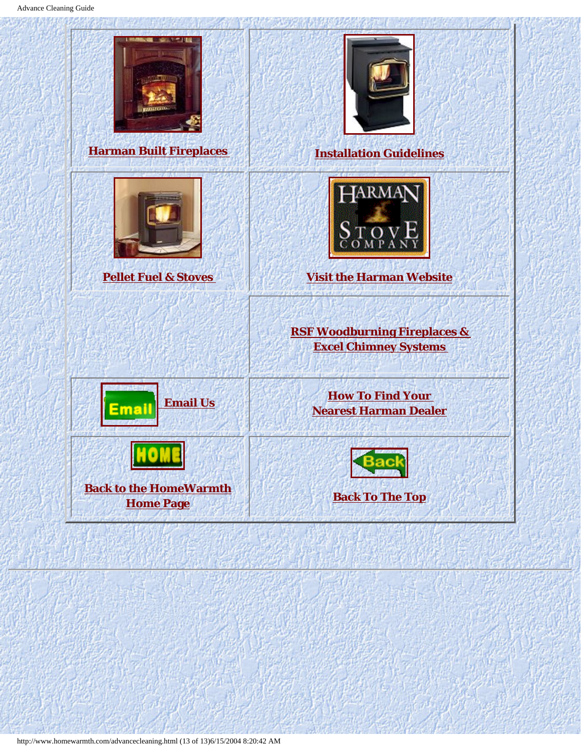| | |
|---|---|
| Harman Built Fireplaces | Installation Guidelines |
| Pellet Fuel & Stoves | Visit the Harman Website |
| | RSF Woodburning Fireplaces & Excel Chimney Systems |
| Email Us | How To Find Your Nearest Harman Dealer |
| Back to the HomeWarmth Home Page | Back To The Top |